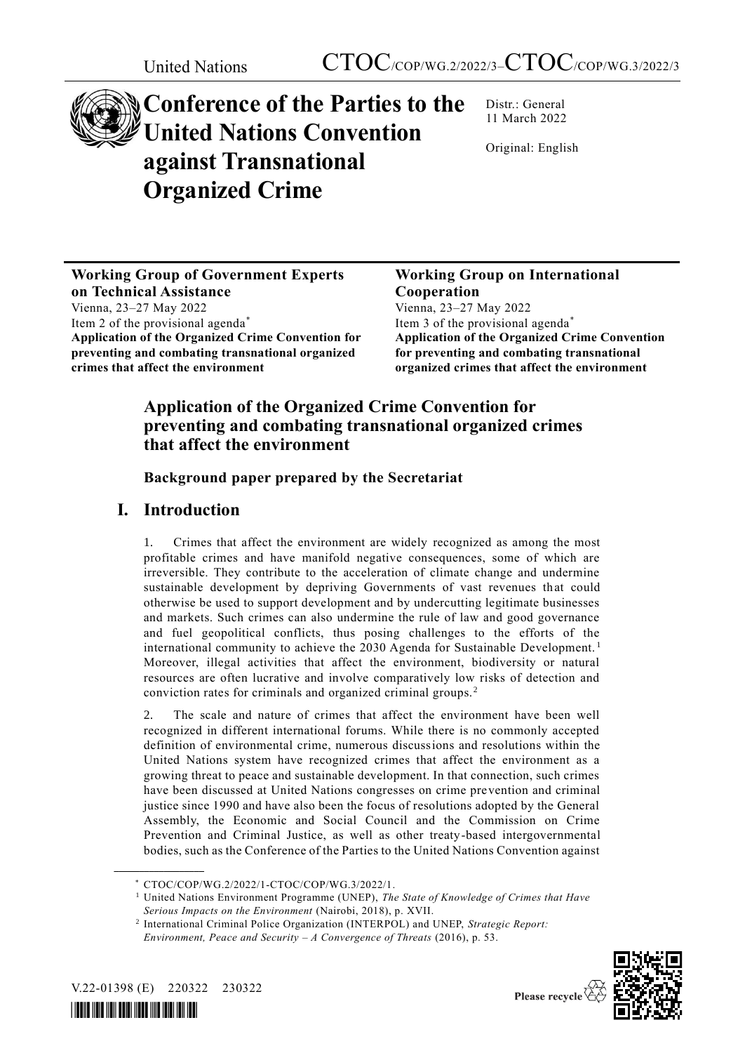United Nations CTOC/COP/WG.2/2022/3–CTOC/COP/WG.3/2022/3

# Conference of the Parties to the United Nations Convention against Transnational Organized Crime

Distr.: General
11 March 2022

Original: English

**Working Group of Government Experts on Technical Assistance**
Vienna, 23–27 May 2022
Item 2 of the provisional agenda*
**Application of the Organized Crime Convention for preventing and combating transnational organized crimes that affect the environment**

**Working Group on International Cooperation**
Vienna, 23–27 May 2022
Item 3 of the provisional agenda*
**Application of the Organized Crime Convention for preventing and combating transnational organized crimes that affect the environment**

## Application of the Organized Crime Convention for preventing and combating transnational organized crimes that affect the environment

### Background paper prepared by the Secretariat

## I. Introduction

1. Crimes that affect the environment are widely recognized as among the most profitable crimes and have manifold negative consequences, some of which are irreversible. They contribute to the acceleration of climate change and undermine sustainable development by depriving Governments of vast revenues that could otherwise be used to support development and by undercutting legitimate businesses and markets. Such crimes can also undermine the rule of law and good governance and fuel geopolitical conflicts, thus posing challenges to the efforts of the international community to achieve the 2030 Agenda for Sustainable Development.[1] Moreover, illegal activities that affect the environment, biodiversity or natural resources are often lucrative and involve comparatively low risks of detection and conviction rates for criminals and organized criminal groups.[2]

2. The scale and nature of crimes that affect the environment have been well recognized in different international forums. While there is no commonly accepted definition of environmental crime, numerous discussions and resolutions within the United Nations system have recognized crimes that affect the environment as a growing threat to peace and sustainable development. In that connection, such crimes have been discussed at United Nations congresses on crime prevention and criminal justice since 1990 and have also been the focus of resolutions adopted by the General Assembly, the Economic and Social Council and the Commission on Crime Prevention and Criminal Justice, as well as other treaty-based intergovernmental bodies, such as the Conference of the Parties to the United Nations Convention against

---

\* CTOC/COP/WG.2/2022/1-CTOC/COP/WG.3/2022/1.

[1] United Nations Environment Programme (UNEP), *The State of Knowledge of Crimes that Have Serious Impacts on the Environment* (Nairobi, 2018), p. XVII.

[2] International Criminal Police Organization (INTERPOL) and UNEP, *Strategic Report: Environment, Peace and Security – A Convergence of Threats* (2016), p. 53.

V.22-01398 (E) 220322 230322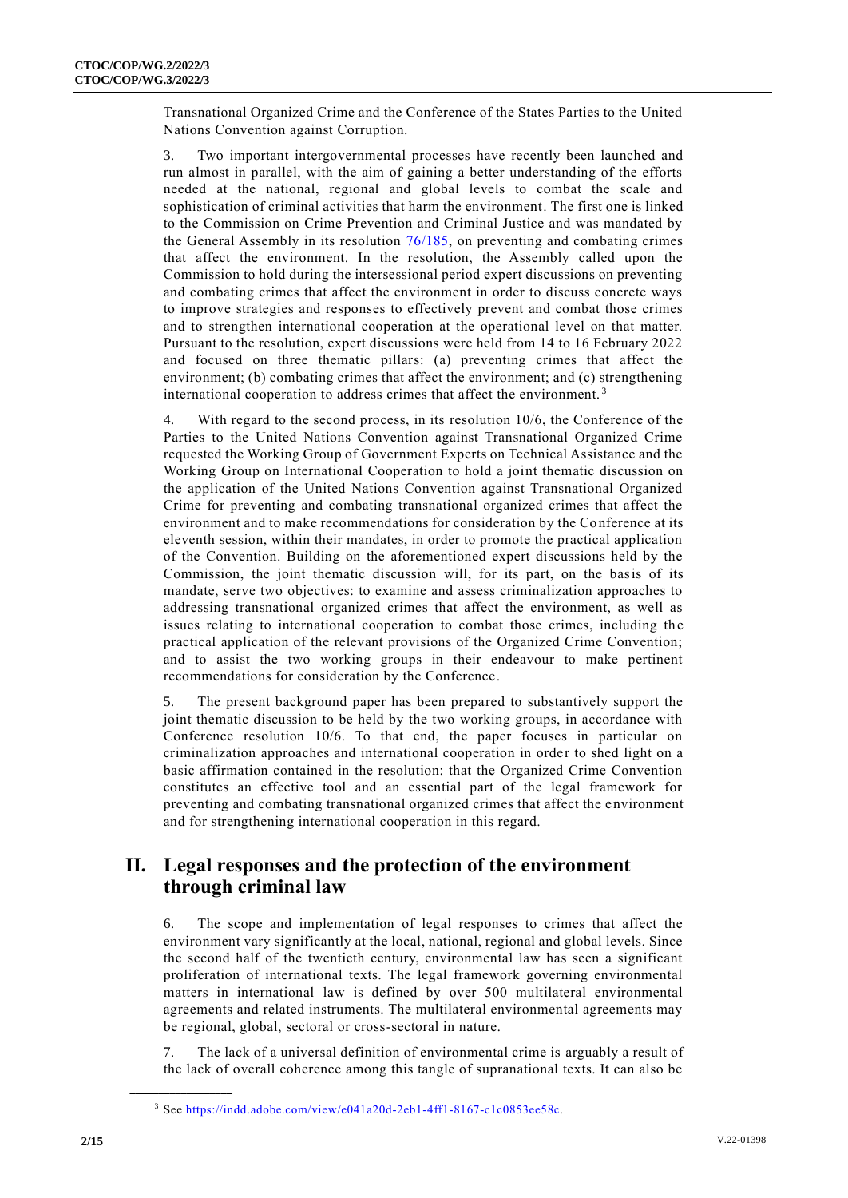Transnational Organized Crime and the Conference of the States Parties to the United Nations Convention against Corruption.

3. Two important intergovernmental processes have recently been launched and run almost in parallel, with the aim of gaining a better understanding of the efforts needed at the national, regional and global levels to combat the scale and sophistication of criminal activities that harm the environment. The first one is linked to the Commission on Crime Prevention and Criminal Justice and was mandated by the General Assembly in its resolution 76/185, on preventing and combating crimes that affect the environment. In the resolution, the Assembly called upon the Commission to hold during the intersessional period expert discussions on preventing and combating crimes that affect the environment in order to discuss concrete ways to improve strategies and responses to effectively prevent and combat those crimes and to strengthen international cooperation at the operational level on that matter. Pursuant to the resolution, expert discussions were held from 14 to 16 February 2022 and focused on three thematic pillars: (a) preventing crimes that affect the environment; (b) combating crimes that affect the environment; and (c) strengthening international cooperation to address crimes that affect the environment.[3]

4. With regard to the second process, in its resolution 10/6, the Conference of the Parties to the United Nations Convention against Transnational Organized Crime requested the Working Group of Government Experts on Technical Assistance and the Working Group on International Cooperation to hold a joint thematic discussion on the application of the United Nations Convention against Transnational Organized Crime for preventing and combating transnational organized crimes that affect the environment and to make recommendations for consideration by the Conference at its eleventh session, within their mandates, in order to promote the practical application of the Convention. Building on the aforementioned expert discussions held by the Commission, the joint thematic discussion will, for its part, on the basis of its mandate, serve two objectives: to examine and assess criminalization approaches to addressing transnational organized crimes that affect the environment, as well as issues relating to international cooperation to combat those crimes, including the practical application of the relevant provisions of the Organized Crime Convention; and to assist the two working groups in their endeavour to make pertinent recommendations for consideration by the Conference.

5. The present background paper has been prepared to substantively support the joint thematic discussion to be held by the two working groups, in accordance with Conference resolution 10/6. To that end, the paper focuses in particular on criminalization approaches and international cooperation in order to shed light on a basic affirmation contained in the resolution: that the Organized Crime Convention constitutes an effective tool and an essential part of the legal framework for preventing and combating transnational organized crimes that affect the environment and for strengthening international cooperation in this regard.

## II. Legal responses and the protection of the environment through criminal law

6. The scope and implementation of legal responses to crimes that affect the environment vary significantly at the local, national, regional and global levels. Since the second half of the twentieth century, environmental law has seen a significant proliferation of international texts. The legal framework governing environmental matters in international law is defined by over 500 multilateral environmental agreements and related instruments. The multilateral environmental agreements may be regional, global, sectoral or cross-sectoral in nature.

7. The lack of a universal definition of environmental crime is arguably a result of the lack of overall coherence among this tangle of supranational texts. It can also be

[3] See https://indd.adobe.com/view/e041a20d-2eb1-4ff1-8167-c1c0853ee58c.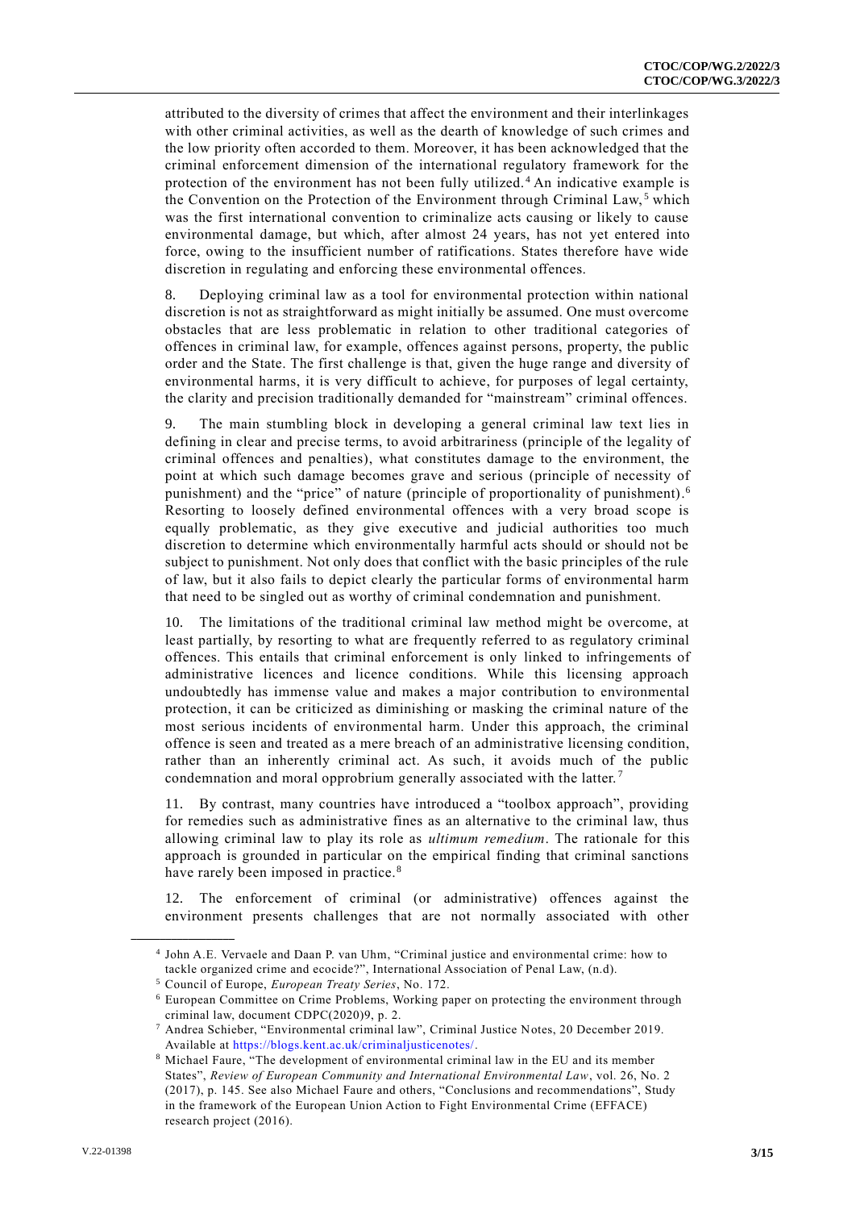attributed to the diversity of crimes that affect the environment and their interlinkages with other criminal activities, as well as the dearth of knowledge of such crimes and the low priority often accorded to them. Moreover, it has been acknowledged that the criminal enforcement dimension of the international regulatory framework for the protection of the environment has not been fully utilized.[4] An indicative example is the Convention on the Protection of the Environment through Criminal Law,[5] which was the first international convention to criminalize acts causing or likely to cause environmental damage, but which, after almost 24 years, has not yet entered into force, owing to the insufficient number of ratifications. States therefore have wide discretion in regulating and enforcing these environmental offences.

8. Deploying criminal law as a tool for environmental protection within national discretion is not as straightforward as might initially be assumed. One must overcome obstacles that are less problematic in relation to other traditional categories of offences in criminal law, for example, offences against persons, property, the public order and the State. The first challenge is that, given the huge range and diversity of environmental harms, it is very difficult to achieve, for purposes of legal certainty, the clarity and precision traditionally demanded for "mainstream" criminal offences.

9. The main stumbling block in developing a general criminal law text lies in defining in clear and precise terms, to avoid arbitrariness (principle of the legality of criminal offences and penalties), what constitutes damage to the environment, the point at which such damage becomes grave and serious (principle of necessity of punishment) and the "price" of nature (principle of proportionality of punishment).[6] Resorting to loosely defined environmental offences with a very broad scope is equally problematic, as they give executive and judicial authorities too much discretion to determine which environmentally harmful acts should or should not be subject to punishment. Not only does that conflict with the basic principles of the rule of law, but it also fails to depict clearly the particular forms of environmental harm that need to be singled out as worthy of criminal condemnation and punishment.

10. The limitations of the traditional criminal law method might be overcome, at least partially, by resorting to what are frequently referred to as regulatory criminal offences. This entails that criminal enforcement is only linked to infringements of administrative licences and licence conditions. While this licensing approach undoubtedly has immense value and makes a major contribution to environmental protection, it can be criticized as diminishing or masking the criminal nature of the most serious incidents of environmental harm. Under this approach, the criminal offence is seen and treated as a mere breach of an administrative licensing condition, rather than an inherently criminal act. As such, it avoids much of the public condemnation and moral opprobrium generally associated with the latter.[7]

11. By contrast, many countries have introduced a "toolbox approach", providing for remedies such as administrative fines as an alternative to the criminal law, thus allowing criminal law to play its role as *ultimum remedium*. The rationale for this approach is grounded in particular on the empirical finding that criminal sanctions have rarely been imposed in practice.[8]

12. The enforcement of criminal (or administrative) offences against the environment presents challenges that are not normally associated with other

---

[4] John A.E. Vervaele and Daan P. van Uhm, "Criminal justice and environmental crime: how to tackle organized crime and ecocide?", International Association of Penal Law, (n.d).

[5] Council of Europe, *European Treaty Series*, No. 172.

[6] European Committee on Crime Problems, Working paper on protecting the environment through criminal law, document CDPC(2020)9, p. 2.

[7] Andrea Schieber, "Environmental criminal law", Criminal Justice Notes, 20 December 2019. Available at https://blogs.kent.ac.uk/criminaljusticenotes/.

[8] Michael Faure, "The development of environmental criminal law in the EU and its member States", *Review of European Community and International Environmental Law*, vol. 26, No. 2 (2017), p. 145. See also Michael Faure and others, "Conclusions and recommendations", Study in the framework of the European Union Action to Fight Environmental Crime (EFFACE) research project (2016).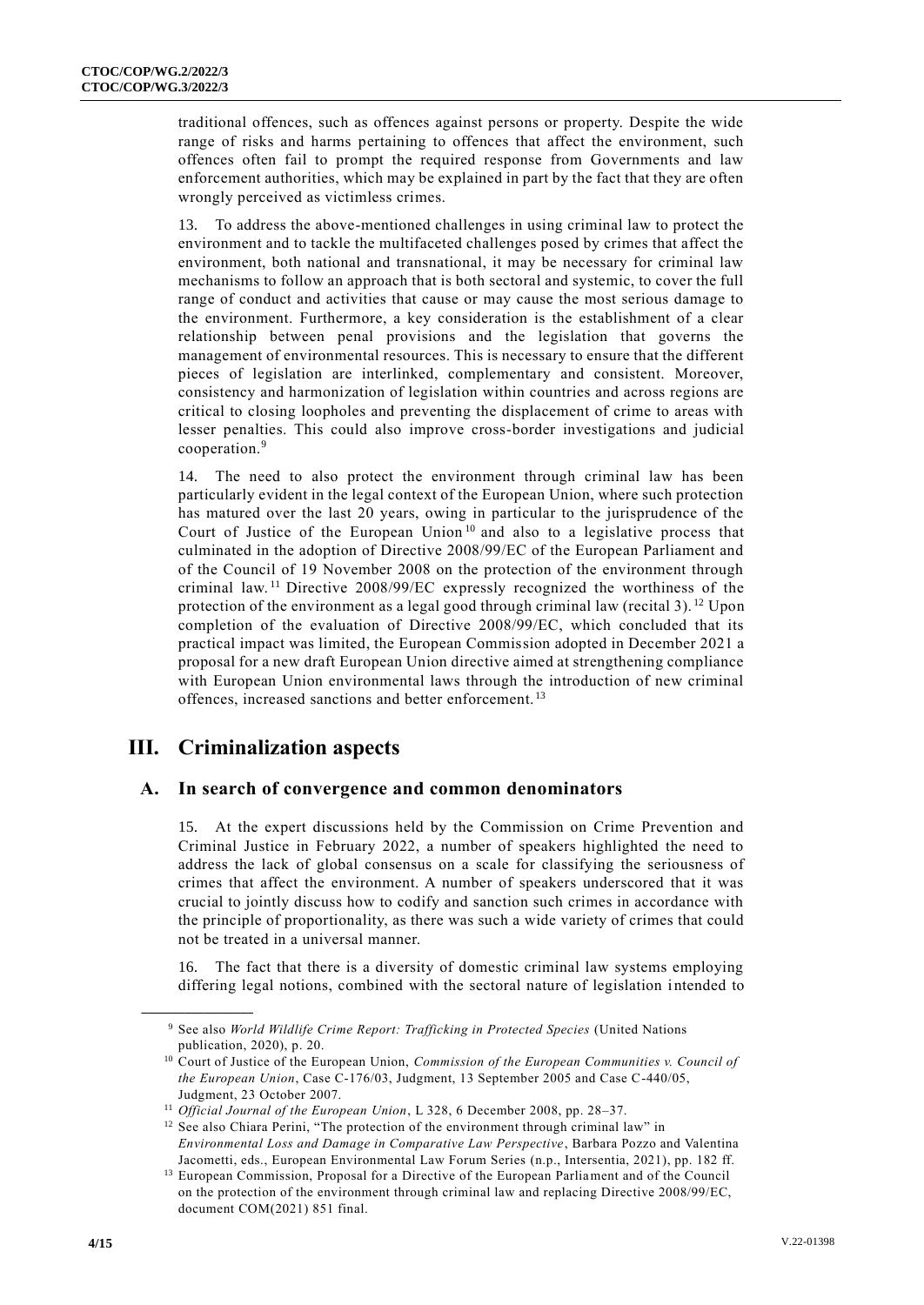traditional offences, such as offences against persons or property. Despite the wide range of risks and harms pertaining to offences that affect the environment, such offences often fail to prompt the required response from Governments and law enforcement authorities, which may be explained in part by the fact that they are often wrongly perceived as victimless crimes.

13. To address the above-mentioned challenges in using criminal law to protect the environment and to tackle the multifaceted challenges posed by crimes that affect the environment, both national and transnational, it may be necessary for criminal law mechanisms to follow an approach that is both sectoral and systemic, to cover the full range of conduct and activities that cause or may cause the most serious damage to the environment. Furthermore, a key consideration is the establishment of a clear relationship between penal provisions and the legislation that governs the management of environmental resources. This is necessary to ensure that the different pieces of legislation are interlinked, complementary and consistent. Moreover, consistency and harmonization of legislation within countries and across regions are critical to closing loopholes and preventing the displacement of crime to areas with lesser penalties. This could also improve cross-border investigations and judicial cooperation.[9]

14. The need to also protect the environment through criminal law has been particularly evident in the legal context of the European Union, where such protection has matured over the last 20 years, owing in particular to the jurisprudence of the Court of Justice of the European Union[10] and also to a legislative process that culminated in the adoption of Directive 2008/99/EC of the European Parliament and of the Council of 19 November 2008 on the protection of the environment through criminal law.[11] Directive 2008/99/EC expressly recognized the worthiness of the protection of the environment as a legal good through criminal law (recital 3).[12] Upon completion of the evaluation of Directive 2008/99/EC, which concluded that its practical impact was limited, the European Commission adopted in December 2021 a proposal for a new draft European Union directive aimed at strengthening compliance with European Union environmental laws through the introduction of new criminal offences, increased sanctions and better enforcement.[13]

# III. Criminalization aspects

## A. In search of convergence and common denominators

15. At the expert discussions held by the Commission on Crime Prevention and Criminal Justice in February 2022, a number of speakers highlighted the need to address the lack of global consensus on a scale for classifying the seriousness of crimes that affect the environment. A number of speakers underscored that it was crucial to jointly discuss how to codify and sanction such crimes in accordance with the principle of proportionality, as there was such a wide variety of crimes that could not be treated in a universal manner.

16. The fact that there is a diversity of domestic criminal law systems employing differing legal notions, combined with the sectoral nature of legislation intended to

---

[9] See also *World Wildlife Crime Report: Trafficking in Protected Species* (United Nations publication, 2020), p. 20.

[10] Court of Justice of the European Union, *Commission of the European Communities v. Council of the European Union*, Case C-176/03, Judgment, 13 September 2005 and Case C-440/05, Judgment, 23 October 2007.

[11] *Official Journal of the European Union*, L 328, 6 December 2008, pp. 28–37.

[12] See also Chiara Perini, "The protection of the environment through criminal law" in *Environmental Loss and Damage in Comparative Law Perspective*, Barbara Pozzo and Valentina Jacometti, eds., European Environmental Law Forum Series (n.p., Intersentia, 2021), pp. 182 ff.

[13] European Commission, Proposal for a Directive of the European Parliament and of the Council on the protection of the environment through criminal law and replacing Directive 2008/99/EC, document COM(2021) 851 final.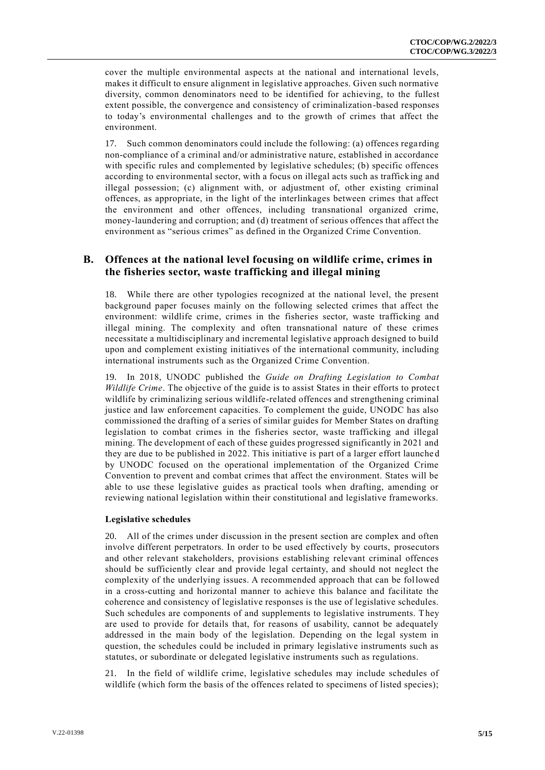cover the multiple environmental aspects at the national and international levels, makes it difficult to ensure alignment in legislative approaches. Given such normative diversity, common denominators need to be identified for achieving, to the fullest extent possible, the convergence and consistency of criminalization-based responses to today's environmental challenges and to the growth of crimes that affect the environment.

17. Such common denominators could include the following: (a) offences regarding non-compliance of a criminal and/or administrative nature, established in accordance with specific rules and complemented by legislative schedules; (b) specific offences according to environmental sector, with a focus on illegal acts such as trafficking and illegal possession; (c) alignment with, or adjustment of, other existing criminal offences, as appropriate, in the light of the interlinkages between crimes that affect the environment and other offences, including transnational organized crime, money-laundering and corruption; and (d) treatment of serious offences that affect the environment as "serious crimes" as defined in the Organized Crime Convention.

## B. Offences at the national level focusing on wildlife crime, crimes in the fisheries sector, waste trafficking and illegal mining

18. While there are other typologies recognized at the national level, the present background paper focuses mainly on the following selected crimes that affect the environment: wildlife crime, crimes in the fisheries sector, waste trafficking and illegal mining. The complexity and often transnational nature of these crimes necessitate a multidisciplinary and incremental legislative approach designed to build upon and complement existing initiatives of the international community, including international instruments such as the Organized Crime Convention.

19. In 2018, UNODC published the *Guide on Drafting Legislation to Combat Wildlife Crime*. The objective of the guide is to assist States in their efforts to protect wildlife by criminalizing serious wildlife-related offences and strengthening criminal justice and law enforcement capacities. To complement the guide, UNODC has also commissioned the drafting of a series of similar guides for Member States on drafting legislation to combat crimes in the fisheries sector, waste trafficking and illegal mining. The development of each of these guides progressed significantly in 2021 and they are due to be published in 2022. This initiative is part of a larger effort launched by UNODC focused on the operational implementation of the Organized Crime Convention to prevent and combat crimes that affect the environment. States will be able to use these legislative guides as practical tools when drafting, amending or reviewing national legislation within their constitutional and legislative frameworks.

#### Legislative schedules

20. All of the crimes under discussion in the present section are complex and often involve different perpetrators. In order to be used effectively by courts, prosecutors and other relevant stakeholders, provisions establishing relevant criminal offences should be sufficiently clear and provide legal certainty, and should not neglect the complexity of the underlying issues. A recommended approach that can be followed in a cross-cutting and horizontal manner to achieve this balance and facilitate the coherence and consistency of legislative responses is the use of legislative schedules. Such schedules are components of and supplements to legislative instruments. They are used to provide for details that, for reasons of usability, cannot be adequately addressed in the main body of the legislation. Depending on the legal system in question, the schedules could be included in primary legislative instruments such as statutes, or subordinate or delegated legislative instruments such as regulations.

21. In the field of wildlife crime, legislative schedules may include schedules of wildlife (which form the basis of the offences related to specimens of listed species);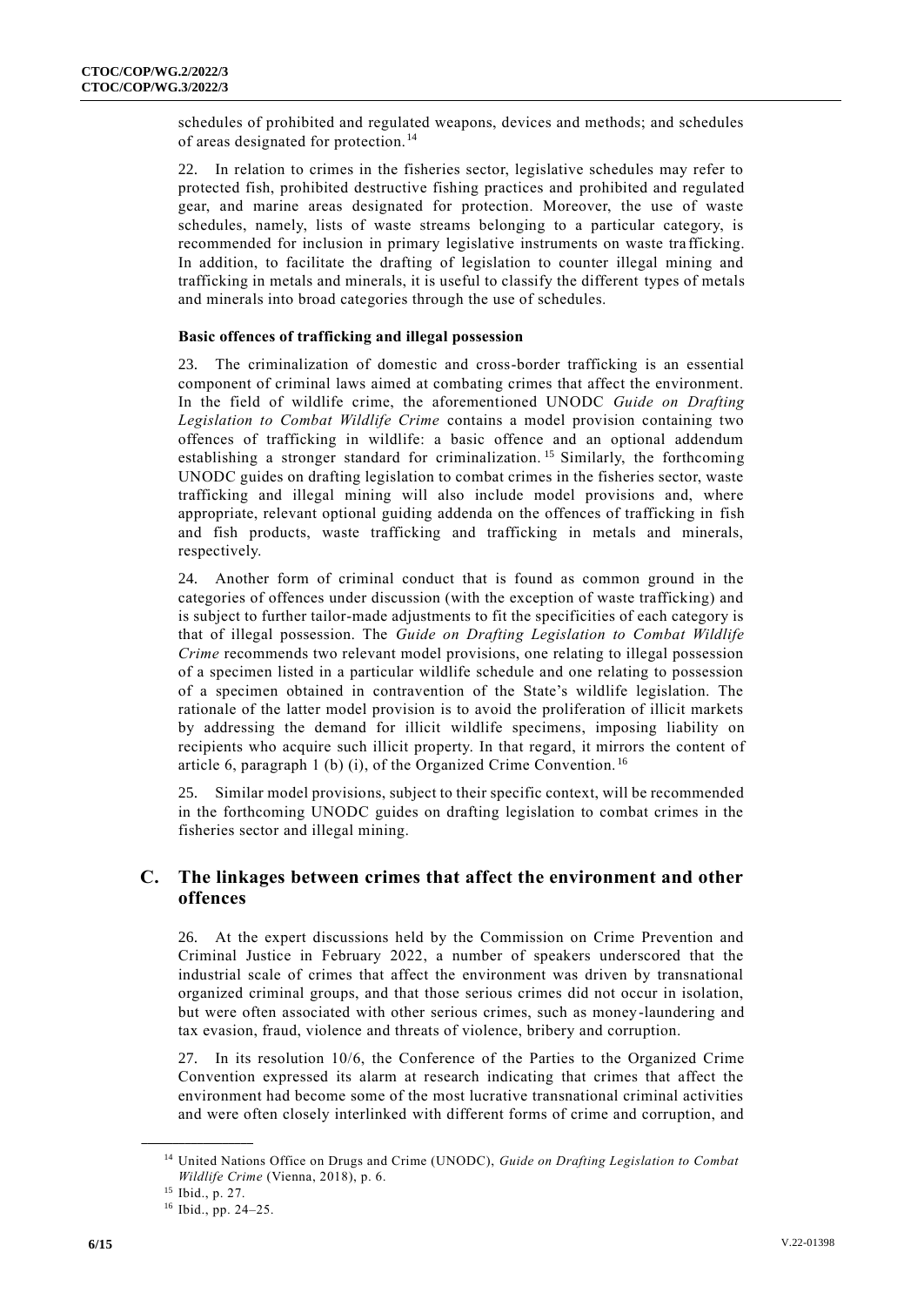schedules of prohibited and regulated weapons, devices and methods; and schedules of areas designated for protection.[14]

22. In relation to crimes in the fisheries sector, legislative schedules may refer to protected fish, prohibited destructive fishing practices and prohibited and regulated gear, and marine areas designated for protection. Moreover, the use of waste schedules, namely, lists of waste streams belonging to a particular category, is recommended for inclusion in primary legislative instruments on waste trafficking. In addition, to facilitate the drafting of legislation to counter illegal mining and trafficking in metals and minerals, it is useful to classify the different types of metals and minerals into broad categories through the use of schedules.

**Basic offences of trafficking and illegal possession**

23. The criminalization of domestic and cross-border trafficking is an essential component of criminal laws aimed at combating crimes that affect the environment. In the field of wildlife crime, the aforementioned UNODC *Guide on Drafting Legislation to Combat Wildlife Crime* contains a model provision containing two offences of trafficking in wildlife: a basic offence and an optional addendum establishing a stronger standard for criminalization.[15] Similarly, the forthcoming UNODC guides on drafting legislation to combat crimes in the fisheries sector, waste trafficking and illegal mining will also include model provisions and, where appropriate, relevant optional guiding addenda on the offences of trafficking in fish and fish products, waste trafficking and trafficking in metals and minerals, respectively.

24. Another form of criminal conduct that is found as common ground in the categories of offences under discussion (with the exception of waste trafficking) and is subject to further tailor-made adjustments to fit the specificities of each category is that of illegal possession. The *Guide on Drafting Legislation to Combat Wildlife Crime* recommends two relevant model provisions, one relating to illegal possession of a specimen listed in a particular wildlife schedule and one relating to possession of a specimen obtained in contravention of the State's wildlife legislation. The rationale of the latter model provision is to avoid the proliferation of illicit markets by addressing the demand for illicit wildlife specimens, imposing liability on recipients who acquire such illicit property. In that regard, it mirrors the content of article 6, paragraph 1 (b) (i), of the Organized Crime Convention.[16]

25. Similar model provisions, subject to their specific context, will be recommended in the forthcoming UNODC guides on drafting legislation to combat crimes in the fisheries sector and illegal mining.

## C. The linkages between crimes that affect the environment and other offences

26. At the expert discussions held by the Commission on Crime Prevention and Criminal Justice in February 2022, a number of speakers underscored that the industrial scale of crimes that affect the environment was driven by transnational organized criminal groups, and that those serious crimes did not occur in isolation, but were often associated with other serious crimes, such as money-laundering and tax evasion, fraud, violence and threats of violence, bribery and corruption.

27. In its resolution 10/6, the Conference of the Parties to the Organized Crime Convention expressed its alarm at research indicating that crimes that affect the environment had become some of the most lucrative transnational criminal activities and were often closely interlinked with different forms of crime and corruption, and

---

[14] United Nations Office on Drugs and Crime (UNODC), *Guide on Drafting Legislation to Combat Wildlife Crime* (Vienna, 2018), p. 6.

[15] Ibid., p. 27.

[16] Ibid., pp. 24–25.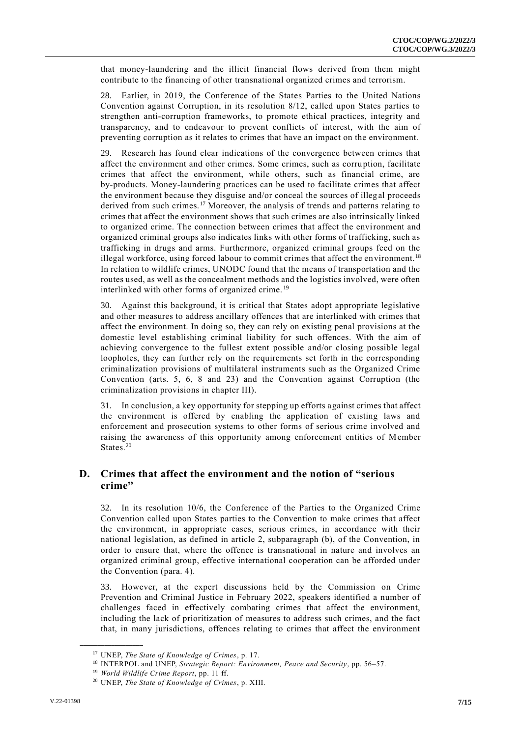that money-laundering and the illicit financial flows derived from them might contribute to the financing of other transnational organized crimes and terrorism.

28. Earlier, in 2019, the Conference of the States Parties to the United Nations Convention against Corruption, in its resolution 8/12, called upon States parties to strengthen anti-corruption frameworks, to promote ethical practices, integrity and transparency, and to endeavour to prevent conflicts of interest, with the aim of preventing corruption as it relates to crimes that have an impact on the environment.

29. Research has found clear indications of the convergence between crimes that affect the environment and other crimes. Some crimes, such as corruption, facilitate crimes that affect the environment, while others, such as financial crime, are by-products. Money-laundering practices can be used to facilitate crimes that affect the environment because they disguise and/or conceal the sources of illegal proceeds derived from such crimes.[17] Moreover, the analysis of trends and patterns relating to crimes that affect the environment shows that such crimes are also intrinsically linked to organized crime. The connection between crimes that affect the environment and organized criminal groups also indicates links with other forms of trafficking, such as trafficking in drugs and arms. Furthermore, organized criminal groups feed on the illegal workforce, using forced labour to commit crimes that affect the environment.[18] In relation to wildlife crimes, UNODC found that the means of transportation and the routes used, as well as the concealment methods and the logistics involved, were often interlinked with other forms of organized crime.[19]

30. Against this background, it is critical that States adopt appropriate legislative and other measures to address ancillary offences that are interlinked with crimes that affect the environment. In doing so, they can rely on existing penal provisions at the domestic level establishing criminal liability for such offences. With the aim of achieving convergence to the fullest extent possible and/or closing possible legal loopholes, they can further rely on the requirements set forth in the corresponding criminalization provisions of multilateral instruments such as the Organized Crime Convention (arts. 5, 6, 8 and 23) and the Convention against Corruption (the criminalization provisions in chapter III).

31. In conclusion, a key opportunity for stepping up efforts against crimes that affect the environment is offered by enabling the application of existing laws and enforcement and prosecution systems to other forms of serious crime involved and raising the awareness of this opportunity among enforcement entities of Member States.[20]

## D. Crimes that affect the environment and the notion of "serious crime"

32. In its resolution 10/6, the Conference of the Parties to the Organized Crime Convention called upon States parties to the Convention to make crimes that affect the environment, in appropriate cases, serious crimes, in accordance with their national legislation, as defined in article 2, subparagraph (b), of the Convention, in order to ensure that, where the offence is transnational in nature and involves an organized criminal group, effective international cooperation can be afforded under the Convention (para. 4).

33. However, at the expert discussions held by the Commission on Crime Prevention and Criminal Justice in February 2022, speakers identified a number of challenges faced in effectively combating crimes that affect the environment, including the lack of prioritization of measures to address such crimes, and the fact that, in many jurisdictions, offences relating to crimes that affect the environment

---

[17] UNEP, *The State of Knowledge of Crimes*, p. 17.

[18] INTERPOL and UNEP, *Strategic Report: Environment, Peace and Security*, pp. 56–57.

[19] *World Wildlife Crime Report*, pp. 11 ff.

[20] UNEP, *The State of Knowledge of Crimes*, p. XIII.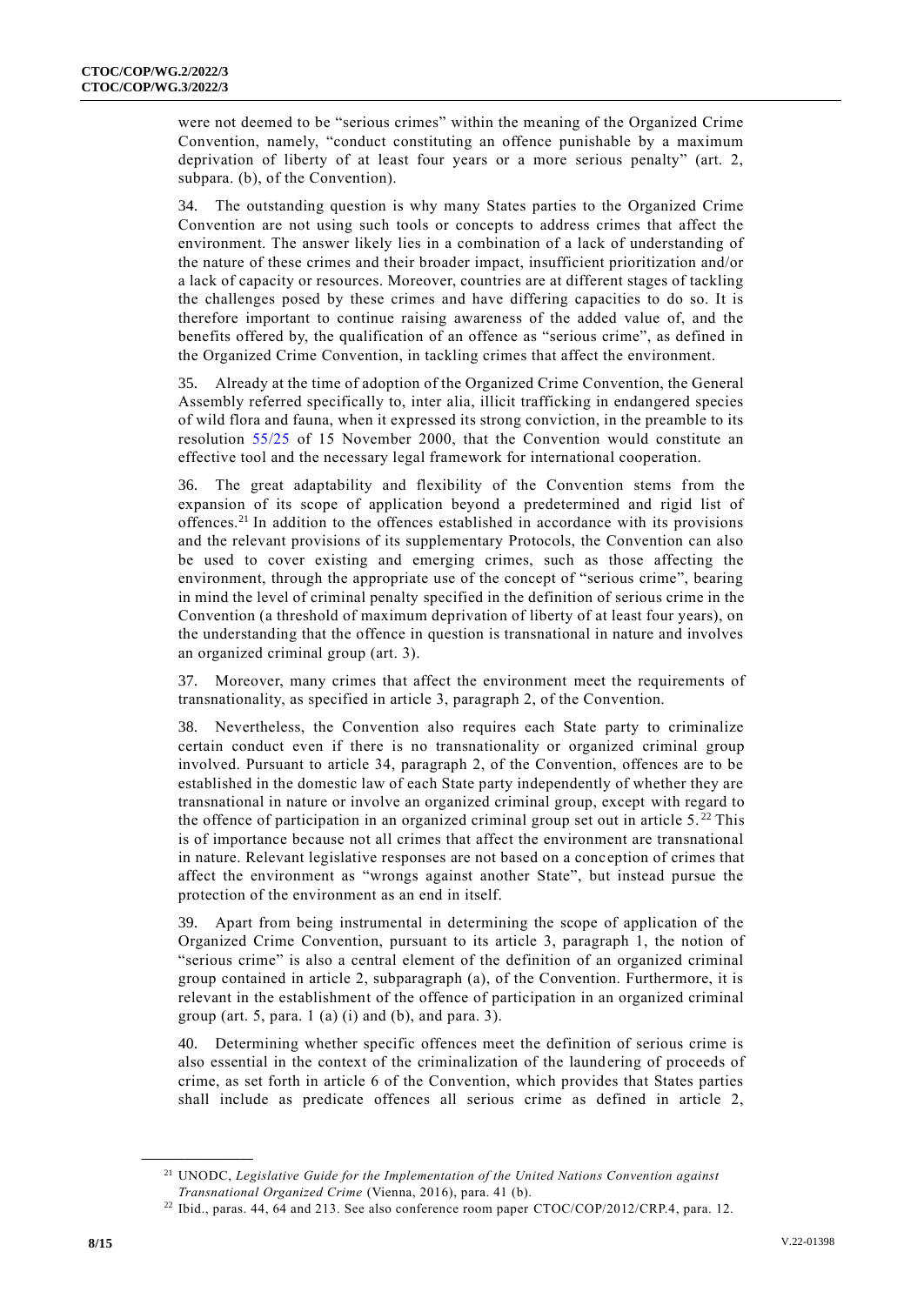were not deemed to be "serious crimes" within the meaning of the Organized Crime Convention, namely, "conduct constituting an offence punishable by a maximum deprivation of liberty of at least four years or a more serious penalty" (art. 2, subpara. (b), of the Convention).

34. The outstanding question is why many States parties to the Organized Crime Convention are not using such tools or concepts to address crimes that affect the environment. The answer likely lies in a combination of a lack of understanding of the nature of these crimes and their broader impact, insufficient prioritization and/or a lack of capacity or resources. Moreover, countries are at different stages of tackling the challenges posed by these crimes and have differing capacities to do so. It is therefore important to continue raising awareness of the added value of, and the benefits offered by, the qualification of an offence as "serious crime", as defined in the Organized Crime Convention, in tackling crimes that affect the environment.

35. Already at the time of adoption of the Organized Crime Convention, the General Assembly referred specifically to, inter alia, illicit trafficking in endangered species of wild flora and fauna, when it expressed its strong conviction, in the preamble to its resolution 55/25 of 15 November 2000, that the Convention would constitute an effective tool and the necessary legal framework for international cooperation.

36. The great adaptability and flexibility of the Convention stems from the expansion of its scope of application beyond a predetermined and rigid list of offences.[21] In addition to the offences established in accordance with its provisions and the relevant provisions of its supplementary Protocols, the Convention can also be used to cover existing and emerging crimes, such as those affecting the environment, through the appropriate use of the concept of "serious crime", bearing in mind the level of criminal penalty specified in the definition of serious crime in the Convention (a threshold of maximum deprivation of liberty of at least four years), on the understanding that the offence in question is transnational in nature and involves an organized criminal group (art. 3).

37. Moreover, many crimes that affect the environment meet the requirements of transnationality, as specified in article 3, paragraph 2, of the Convention.

38. Nevertheless, the Convention also requires each State party to criminalize certain conduct even if there is no transnationality or organized criminal group involved. Pursuant to article 34, paragraph 2, of the Convention, offences are to be established in the domestic law of each State party independently of whether they are transnational in nature or involve an organized criminal group, except with regard to the offence of participation in an organized criminal group set out in article 5.[22] This is of importance because not all crimes that affect the environment are transnational in nature. Relevant legislative responses are not based on a conception of crimes that affect the environment as "wrongs against another State", but instead pursue the protection of the environment as an end in itself.

39. Apart from being instrumental in determining the scope of application of the Organized Crime Convention, pursuant to its article 3, paragraph 1, the notion of "serious crime" is also a central element of the definition of an organized criminal group contained in article 2, subparagraph (a), of the Convention. Furthermore, it is relevant in the establishment of the offence of participation in an organized criminal group (art. 5, para. 1 (a) (i) and (b), and para. 3).

40. Determining whether specific offences meet the definition of serious crime is also essential in the context of the criminalization of the laundering of proceeds of crime, as set forth in article 6 of the Convention, which provides that States parties shall include as predicate offences all serious crime as defined in article 2,

---

[21] UNODC, *Legislative Guide for the Implementation of the United Nations Convention against Transnational Organized Crime* (Vienna, 2016), para. 41 (b).

[22] Ibid., paras. 44, 64 and 213. See also conference room paper CTOC/COP/2012/CRP.4, para. 12.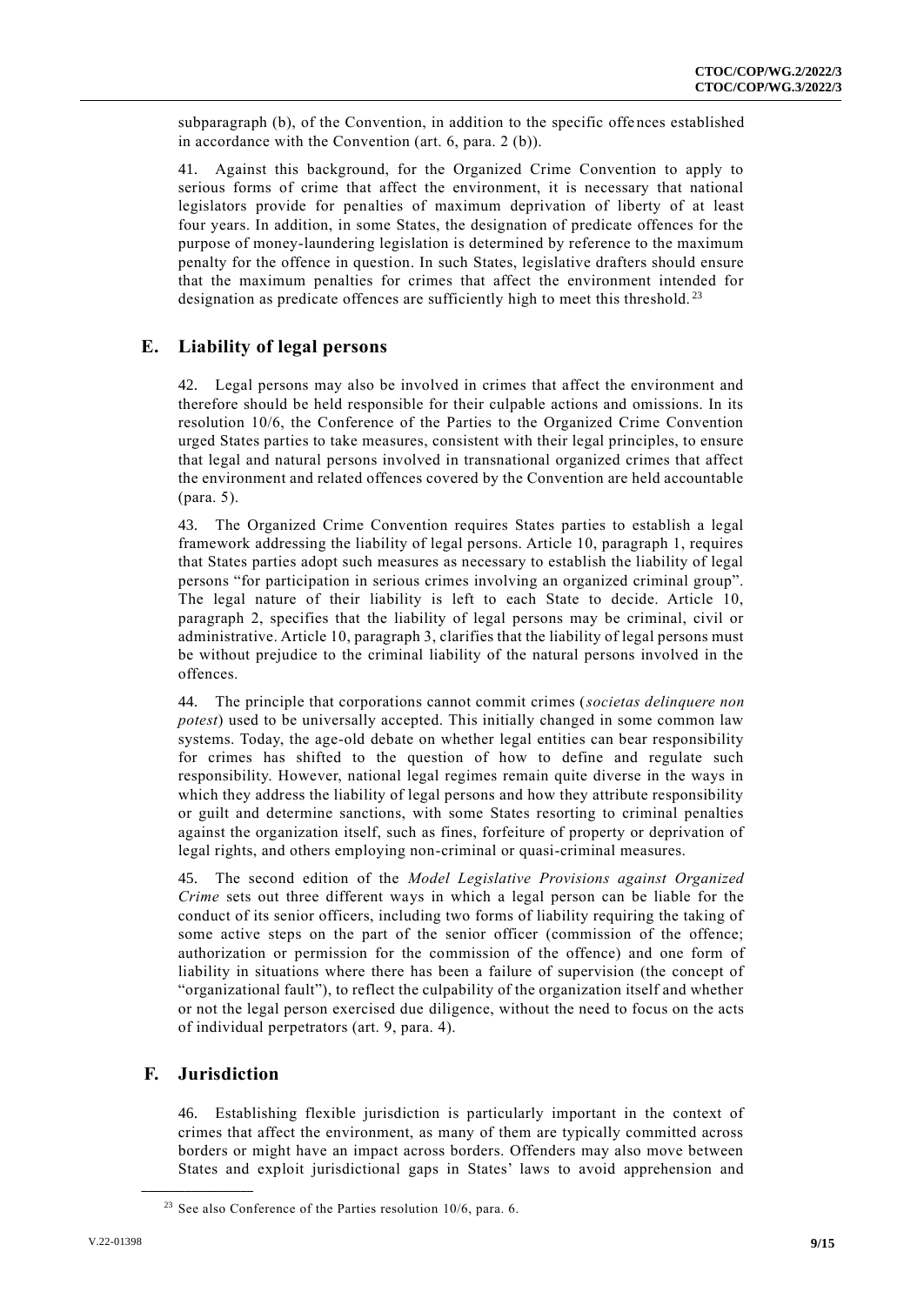subparagraph (b), of the Convention, in addition to the specific offences established in accordance with the Convention (art. 6, para. 2 (b)).

41. Against this background, for the Organized Crime Convention to apply to serious forms of crime that affect the environment, it is necessary that national legislators provide for penalties of maximum deprivation of liberty of at least four years. In addition, in some States, the designation of predicate offences for the purpose of money-laundering legislation is determined by reference to the maximum penalty for the offence in question. In such States, legislative drafters should ensure that the maximum penalties for crimes that affect the environment intended for designation as predicate offences are sufficiently high to meet this threshold.[23]

## E. Liability of legal persons

42. Legal persons may also be involved in crimes that affect the environment and therefore should be held responsible for their culpable actions and omissions. In its resolution 10/6, the Conference of the Parties to the Organized Crime Convention urged States parties to take measures, consistent with their legal principles, to ensure that legal and natural persons involved in transnational organized crimes that affect the environment and related offences covered by the Convention are held accountable (para. 5).

43. The Organized Crime Convention requires States parties to establish a legal framework addressing the liability of legal persons. Article 10, paragraph 1, requires that States parties adopt such measures as necessary to establish the liability of legal persons "for participation in serious crimes involving an organized criminal group". The legal nature of their liability is left to each State to decide. Article 10, paragraph 2, specifies that the liability of legal persons may be criminal, civil or administrative. Article 10, paragraph 3, clarifies that the liability of legal persons must be without prejudice to the criminal liability of the natural persons involved in the offences.

44. The principle that corporations cannot commit crimes (*societas delinquere non potest*) used to be universally accepted. This initially changed in some common law systems. Today, the age-old debate on whether legal entities can bear responsibility for crimes has shifted to the question of how to define and regulate such responsibility. However, national legal regimes remain quite diverse in the ways in which they address the liability of legal persons and how they attribute responsibility or guilt and determine sanctions, with some States resorting to criminal penalties against the organization itself, such as fines, forfeiture of property or deprivation of legal rights, and others employing non-criminal or quasi-criminal measures.

45. The second edition of the *Model Legislative Provisions against Organized Crime* sets out three different ways in which a legal person can be liable for the conduct of its senior officers, including two forms of liability requiring the taking of some active steps on the part of the senior officer (commission of the offence; authorization or permission for the commission of the offence) and one form of liability in situations where there has been a failure of supervision (the concept of "organizational fault"), to reflect the culpability of the organization itself and whether or not the legal person exercised due diligence, without the need to focus on the acts of individual perpetrators (art. 9, para. 4).

## F. Jurisdiction

46. Establishing flexible jurisdiction is particularly important in the context of crimes that affect the environment, as many of them are typically committed across borders or might have an impact across borders. Offenders may also move between States and exploit jurisdictional gaps in States' laws to avoid apprehension and

[23] See also Conference of the Parties resolution 10/6, para. 6.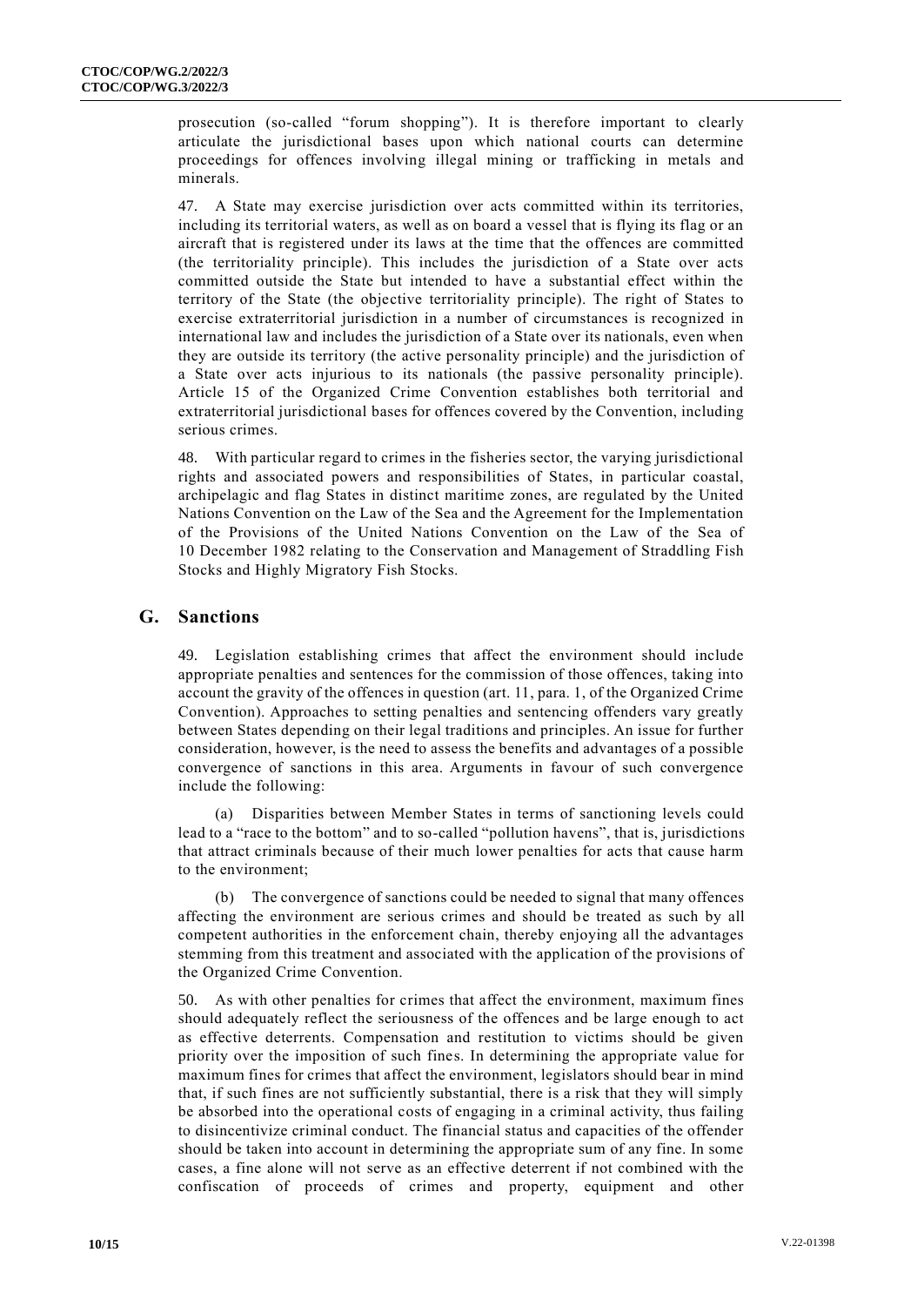prosecution (so-called "forum shopping"). It is therefore important to clearly articulate the jurisdictional bases upon which national courts can determine proceedings for offences involving illegal mining or trafficking in metals and minerals.

47. A State may exercise jurisdiction over acts committed within its territories, including its territorial waters, as well as on board a vessel that is flying its flag or an aircraft that is registered under its laws at the time that the offences are committed (the territoriality principle). This includes the jurisdiction of a State over acts committed outside the State but intended to have a substantial effect within the territory of the State (the objective territoriality principle). The right of States to exercise extraterritorial jurisdiction in a number of circumstances is recognized in international law and includes the jurisdiction of a State over its nationals, even when they are outside its territory (the active personality principle) and the jurisdiction of a State over acts injurious to its nationals (the passive personality principle). Article 15 of the Organized Crime Convention establishes both territorial and extraterritorial jurisdictional bases for offences covered by the Convention, including serious crimes.

48. With particular regard to crimes in the fisheries sector, the varying jurisdictional rights and associated powers and responsibilities of States, in particular coastal, archipelagic and flag States in distinct maritime zones, are regulated by the United Nations Convention on the Law of the Sea and the Agreement for the Implementation of the Provisions of the United Nations Convention on the Law of the Sea of 10 December 1982 relating to the Conservation and Management of Straddling Fish Stocks and Highly Migratory Fish Stocks.

## G. Sanctions

49. Legislation establishing crimes that affect the environment should include appropriate penalties and sentences for the commission of those offences, taking into account the gravity of the offences in question (art. 11, para. 1, of the Organized Crime Convention). Approaches to setting penalties and sentencing offenders vary greatly between States depending on their legal traditions and principles. An issue for further consideration, however, is the need to assess the benefits and advantages of a possible convergence of sanctions in this area. Arguments in favour of such convergence include the following:

(a) Disparities between Member States in terms of sanctioning levels could lead to a "race to the bottom" and to so-called "pollution havens", that is, jurisdictions that attract criminals because of their much lower penalties for acts that cause harm to the environment;

(b) The convergence of sanctions could be needed to signal that many offences affecting the environment are serious crimes and should be treated as such by all competent authorities in the enforcement chain, thereby enjoying all the advantages stemming from this treatment and associated with the application of the provisions of the Organized Crime Convention.

50. As with other penalties for crimes that affect the environment, maximum fines should adequately reflect the seriousness of the offences and be large enough to act as effective deterrents. Compensation and restitution to victims should be given priority over the imposition of such fines. In determining the appropriate value for maximum fines for crimes that affect the environment, legislators should bear in mind that, if such fines are not sufficiently substantial, there is a risk that they will simply be absorbed into the operational costs of engaging in a criminal activity, thus failing to disincentivize criminal conduct. The financial status and capacities of the offender should be taken into account in determining the appropriate sum of any fine. In some cases, a fine alone will not serve as an effective deterrent if not combined with the confiscation of proceeds of crimes and property, equipment and other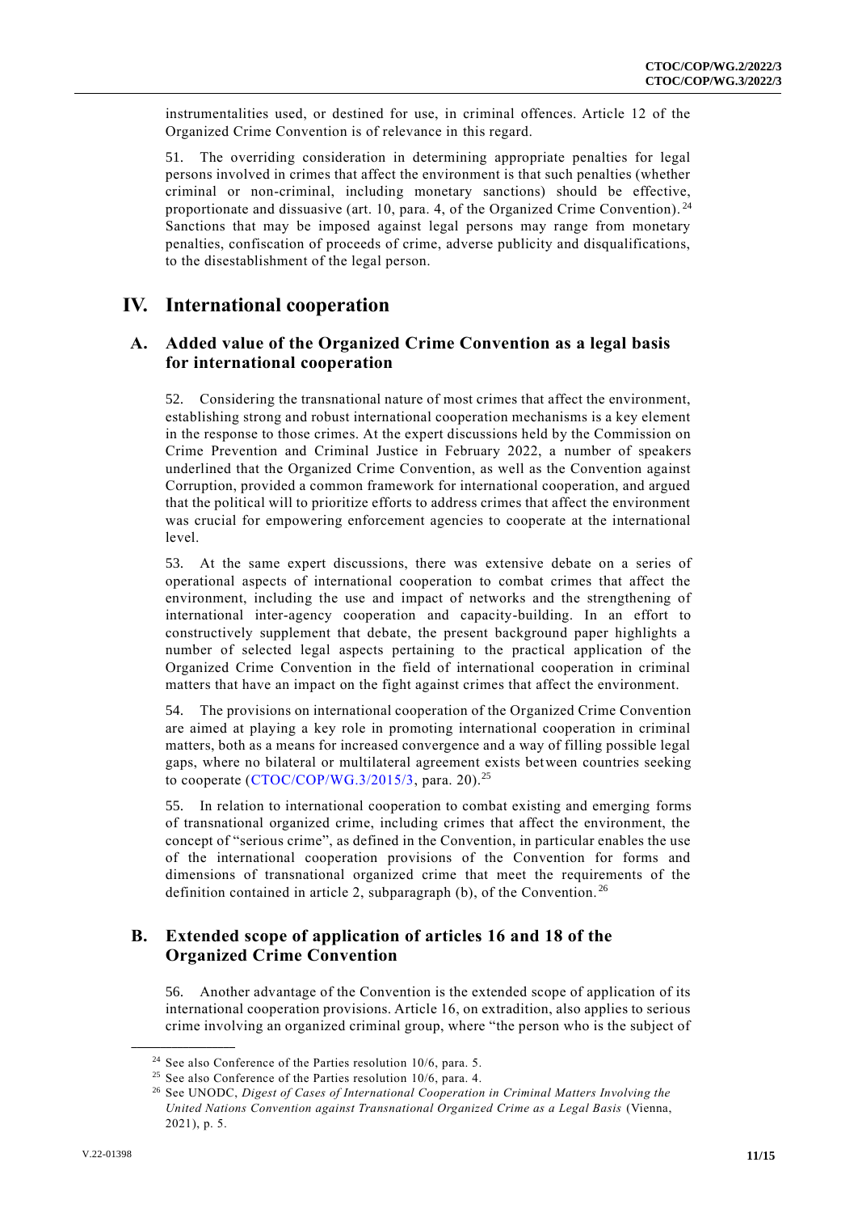instrumentalities used, or destined for use, in criminal offences. Article 12 of the Organized Crime Convention is of relevance in this regard.

51. The overriding consideration in determining appropriate penalties for legal persons involved in crimes that affect the environment is that such penalties (whether criminal or non-criminal, including monetary sanctions) should be effective, proportionate and dissuasive (art. 10, para. 4, of the Organized Crime Convention).[24] Sanctions that may be imposed against legal persons may range from monetary penalties, confiscation of proceeds of crime, adverse publicity and disqualifications, to the disestablishment of the legal person.

# IV. International cooperation

## A. Added value of the Organized Crime Convention as a legal basis for international cooperation

52. Considering the transnational nature of most crimes that affect the environment, establishing strong and robust international cooperation mechanisms is a key element in the response to those crimes. At the expert discussions held by the Commission on Crime Prevention and Criminal Justice in February 2022, a number of speakers underlined that the Organized Crime Convention, as well as the Convention against Corruption, provided a common framework for international cooperation, and argued that the political will to prioritize efforts to address crimes that affect the environment was crucial for empowering enforcement agencies to cooperate at the international level.

53. At the same expert discussions, there was extensive debate on a series of operational aspects of international cooperation to combat crimes that affect the environment, including the use and impact of networks and the strengthening of international inter-agency cooperation and capacity-building. In an effort to constructively supplement that debate, the present background paper highlights a number of selected legal aspects pertaining to the practical application of the Organized Crime Convention in the field of international cooperation in criminal matters that have an impact on the fight against crimes that affect the environment.

54. The provisions on international cooperation of the Organized Crime Convention are aimed at playing a key role in promoting international cooperation in criminal matters, both as a means for increased convergence and a way of filling possible legal gaps, where no bilateral or multilateral agreement exists between countries seeking to cooperate (CTOC/COP/WG.3/2015/3, para. 20).[25]

55. In relation to international cooperation to combat existing and emerging forms of transnational organized crime, including crimes that affect the environment, the concept of "serious crime", as defined in the Convention, in particular enables the use of the international cooperation provisions of the Convention for forms and dimensions of transnational organized crime that meet the requirements of the definition contained in article 2, subparagraph (b), of the Convention.[26]

## B. Extended scope of application of articles 16 and 18 of the Organized Crime Convention

56. Another advantage of the Convention is the extended scope of application of its international cooperation provisions. Article 16, on extradition, also applies to serious crime involving an organized criminal group, where "the person who is the subject of

---

[24] See also Conference of the Parties resolution 10/6, para. 5.

[25] See also Conference of the Parties resolution 10/6, para. 4.

[26] See UNODC, *Digest of Cases of International Cooperation in Criminal Matters Involving the United Nations Convention against Transnational Organized Crime as a Legal Basis* (Vienna, 2021), p. 5.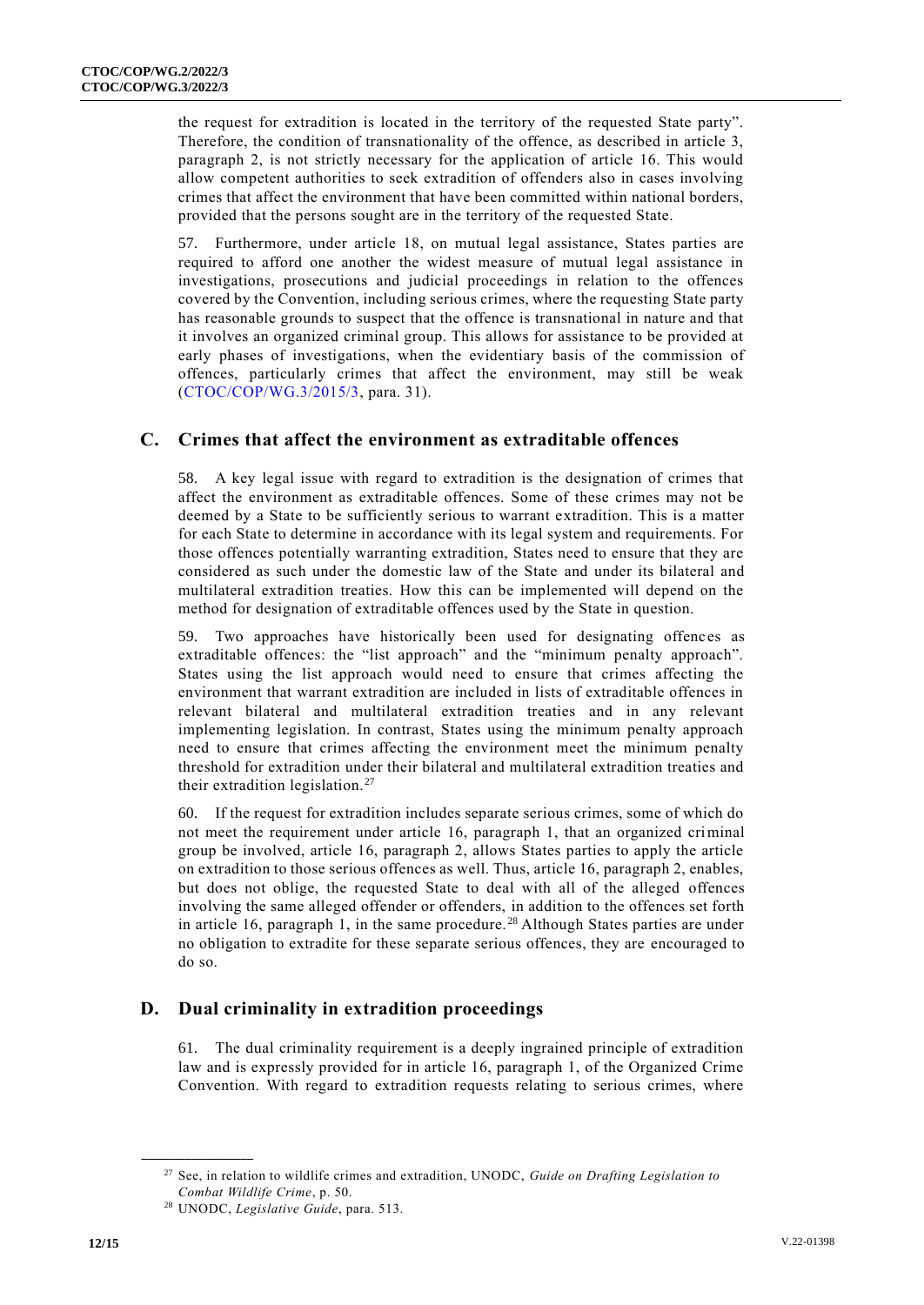the request for extradition is located in the territory of the requested State party". Therefore, the condition of transnationality of the offence, as described in article 3, paragraph 2, is not strictly necessary for the application of article 16. This would allow competent authorities to seek extradition of offenders also in cases involving crimes that affect the environment that have been committed within national borders, provided that the persons sought are in the territory of the requested State.

57. Furthermore, under article 18, on mutual legal assistance, States parties are required to afford one another the widest measure of mutual legal assistance in investigations, prosecutions and judicial proceedings in relation to the offences covered by the Convention, including serious crimes, where the requesting State party has reasonable grounds to suspect that the offence is transnational in nature and that it involves an organized criminal group. This allows for assistance to be provided at early phases of investigations, when the evidentiary basis of the commission of offences, particularly crimes that affect the environment, may still be weak (CTOC/COP/WG.3/2015/3, para. 31).

## C. Crimes that affect the environment as extraditable offences

58. A key legal issue with regard to extradition is the designation of crimes that affect the environment as extraditable offences. Some of these crimes may not be deemed by a State to be sufficiently serious to warrant extradition. This is a matter for each State to determine in accordance with its legal system and requirements. For those offences potentially warranting extradition, States need to ensure that they are considered as such under the domestic law of the State and under its bilateral and multilateral extradition treaties. How this can be implemented will depend on the method for designation of extraditable offences used by the State in question.

59. Two approaches have historically been used for designating offences as extraditable offences: the "list approach" and the "minimum penalty approach". States using the list approach would need to ensure that crimes affecting the environment that warrant extradition are included in lists of extraditable offences in relevant bilateral and multilateral extradition treaties and in any relevant implementing legislation. In contrast, States using the minimum penalty approach need to ensure that crimes affecting the environment meet the minimum penalty threshold for extradition under their bilateral and multilateral extradition treaties and their extradition legislation.[27]

60. If the request for extradition includes separate serious crimes, some of which do not meet the requirement under article 16, paragraph 1, that an organized criminal group be involved, article 16, paragraph 2, allows States parties to apply the article on extradition to those serious offences as well. Thus, article 16, paragraph 2, enables, but does not oblige, the requested State to deal with all of the alleged offences involving the same alleged offender or offenders, in addition to the offences set forth in article 16, paragraph 1, in the same procedure.[28] Although States parties are under no obligation to extradite for these separate serious offences, they are encouraged to do so.

## D. Dual criminality in extradition proceedings

61. The dual criminality requirement is a deeply ingrained principle of extradition law and is expressly provided for in article 16, paragraph 1, of the Organized Crime Convention. With regard to extradition requests relating to serious crimes, where

---

[27] See, in relation to wildlife crimes and extradition, UNODC, *Guide on Drafting Legislation to Combat Wildlife Crime*, p. 50.

[28] UNODC, *Legislative Guide*, para. 513.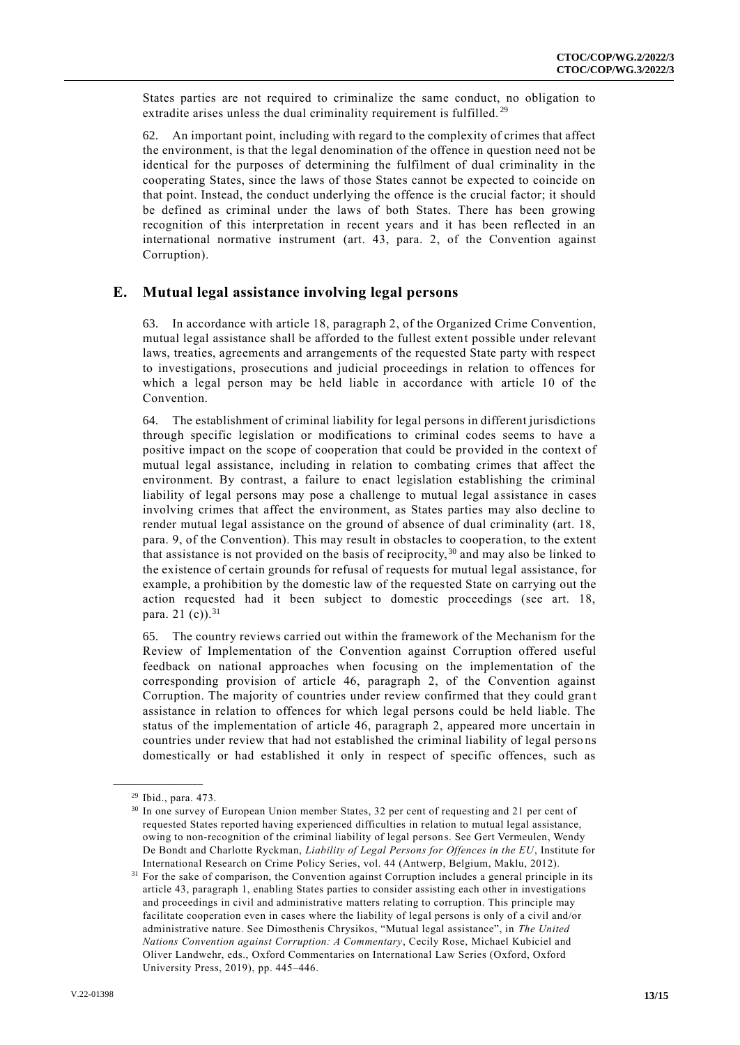States parties are not required to criminalize the same conduct, no obligation to extradite arises unless the dual criminality requirement is fulfilled.[29]

62. An important point, including with regard to the complexity of crimes that affect the environment, is that the legal denomination of the offence in question need not be identical for the purposes of determining the fulfilment of dual criminality in the cooperating States, since the laws of those States cannot be expected to coincide on that point. Instead, the conduct underlying the offence is the crucial factor; it should be defined as criminal under the laws of both States. There has been growing recognition of this interpretation in recent years and it has been reflected in an international normative instrument (art. 43, para. 2, of the Convention against Corruption).

## E. Mutual legal assistance involving legal persons

63. In accordance with article 18, paragraph 2, of the Organized Crime Convention, mutual legal assistance shall be afforded to the fullest extent possible under relevant laws, treaties, agreements and arrangements of the requested State party with respect to investigations, prosecutions and judicial proceedings in relation to offences for which a legal person may be held liable in accordance with article 10 of the Convention.

64. The establishment of criminal liability for legal persons in different jurisdictions through specific legislation or modifications to criminal codes seems to have a positive impact on the scope of cooperation that could be provided in the context of mutual legal assistance, including in relation to combating crimes that affect the environment. By contrast, a failure to enact legislation establishing the criminal liability of legal persons may pose a challenge to mutual legal assistance in cases involving crimes that affect the environment, as States parties may also decline to render mutual legal assistance on the ground of absence of dual criminality (art. 18, para. 9, of the Convention). This may result in obstacles to cooperation, to the extent that assistance is not provided on the basis of reciprocity,[30] and may also be linked to the existence of certain grounds for refusal of requests for mutual legal assistance, for example, a prohibition by the domestic law of the requested State on carrying out the action requested had it been subject to domestic proceedings (see art. 18, para. 21 (c)).[31]

65. The country reviews carried out within the framework of the Mechanism for the Review of Implementation of the Convention against Corruption offered useful feedback on national approaches when focusing on the implementation of the corresponding provision of article 46, paragraph 2, of the Convention against Corruption. The majority of countries under review confirmed that they could grant assistance in relation to offences for which legal persons could be held liable. The status of the implementation of article 46, paragraph 2, appeared more uncertain in countries under review that had not established the criminal liability of legal persons domestically or had established it only in respect of specific offences, such as

---

[29] Ibid., para. 473.

[30] In one survey of European Union member States, 32 per cent of requesting and 21 per cent of requested States reported having experienced difficulties in relation to mutual legal assistance, owing to non-recognition of the criminal liability of legal persons. See Gert Vermeulen, Wendy De Bondt and Charlotte Ryckman, *Liability of Legal Persons for Offences in the EU*, Institute for International Research on Crime Policy Series, vol. 44 (Antwerp, Belgium, Maklu, 2012).

[31] For the sake of comparison, the Convention against Corruption includes a general principle in its article 43, paragraph 1, enabling States parties to consider assisting each other in investigations and proceedings in civil and administrative matters relating to corruption. This principle may facilitate cooperation even in cases where the liability of legal persons is only of a civil and/or administrative nature. See Dimosthenis Chrysikos, "Mutual legal assistance", in *The United Nations Convention against Corruption: A Commentary*, Cecily Rose, Michael Kubiciel and Oliver Landwehr, eds., Oxford Commentaries on International Law Series (Oxford, Oxford University Press, 2019), pp. 445–446.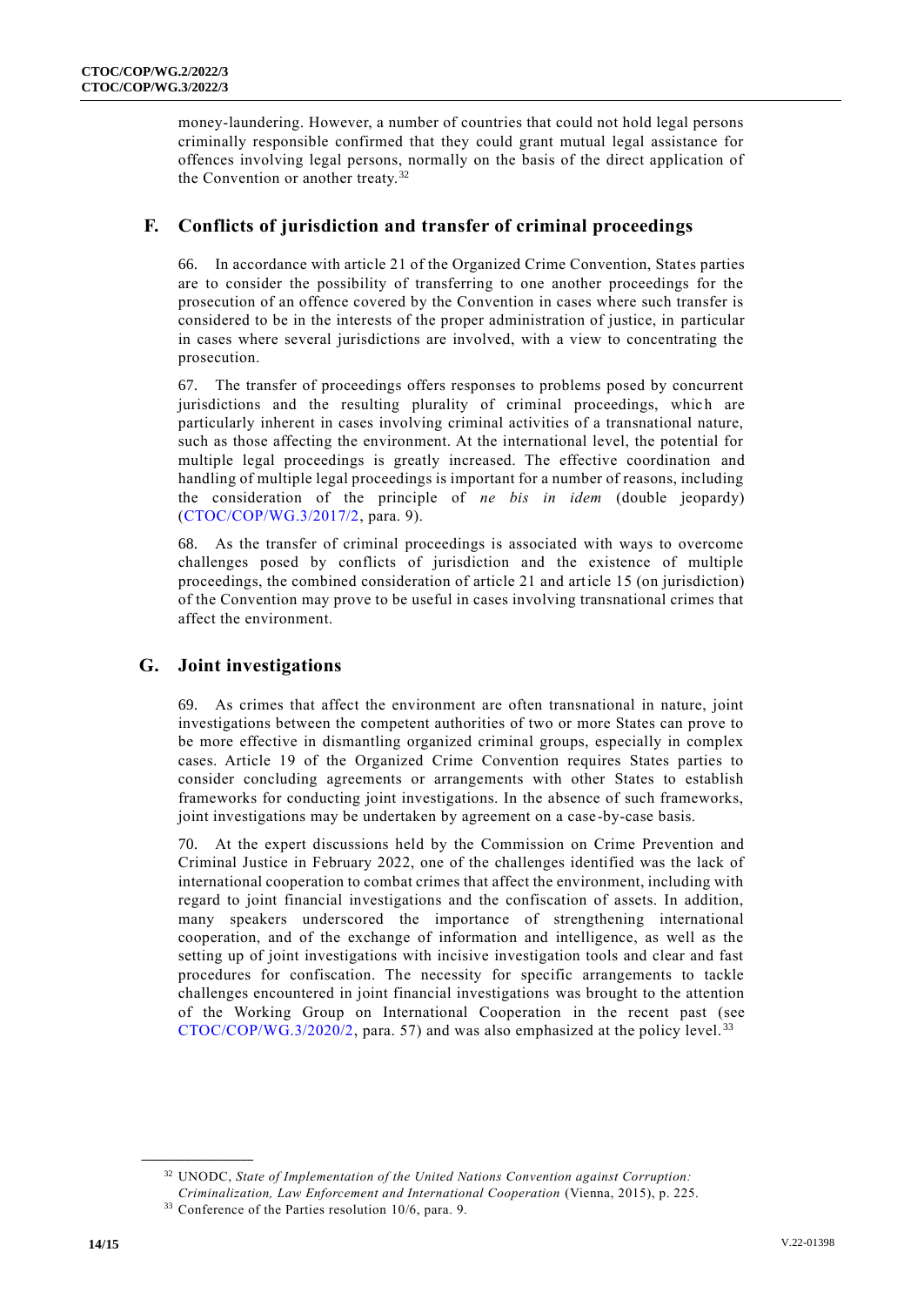money-laundering. However, a number of countries that could not hold legal persons criminally responsible confirmed that they could grant mutual legal assistance for offences involving legal persons, normally on the basis of the direct application of the Convention or another treaty.[32]

## F. Conflicts of jurisdiction and transfer of criminal proceedings

66. In accordance with article 21 of the Organized Crime Convention, States parties are to consider the possibility of transferring to one another proceedings for the prosecution of an offence covered by the Convention in cases where such transfer is considered to be in the interests of the proper administration of justice, in particular in cases where several jurisdictions are involved, with a view to concentrating the prosecution.

67. The transfer of proceedings offers responses to problems posed by concurrent jurisdictions and the resulting plurality of criminal proceedings, which are particularly inherent in cases involving criminal activities of a transnational nature, such as those affecting the environment. At the international level, the potential for multiple legal proceedings is greatly increased. The effective coordination and handling of multiple legal proceedings is important for a number of reasons, including the consideration of the principle of *ne bis in idem* (double jeopardy) (CTOC/COP/WG.3/2017/2, para. 9).

68. As the transfer of criminal proceedings is associated with ways to overcome challenges posed by conflicts of jurisdiction and the existence of multiple proceedings, the combined consideration of article 21 and article 15 (on jurisdiction) of the Convention may prove to be useful in cases involving transnational crimes that affect the environment.

## G. Joint investigations

69. As crimes that affect the environment are often transnational in nature, joint investigations between the competent authorities of two or more States can prove to be more effective in dismantling organized criminal groups, especially in complex cases. Article 19 of the Organized Crime Convention requires States parties to consider concluding agreements or arrangements with other States to establish frameworks for conducting joint investigations. In the absence of such frameworks, joint investigations may be undertaken by agreement on a case-by-case basis.

70. At the expert discussions held by the Commission on Crime Prevention and Criminal Justice in February 2022, one of the challenges identified was the lack of international cooperation to combat crimes that affect the environment, including with regard to joint financial investigations and the confiscation of assets. In addition, many speakers underscored the importance of strengthening international cooperation, and of the exchange of information and intelligence, as well as the setting up of joint investigations with incisive investigation tools and clear and fast procedures for confiscation. The necessity for specific arrangements to tackle challenges encountered in joint financial investigations was brought to the attention of the Working Group on International Cooperation in the recent past (see CTOC/COP/WG.3/2020/2, para. 57) and was also emphasized at the policy level.[33]

---

[32] UNODC, *State of Implementation of the United Nations Convention against Corruption: Criminalization, Law Enforcement and International Cooperation* (Vienna, 2015), p. 225.

[33] Conference of the Parties resolution 10/6, para. 9.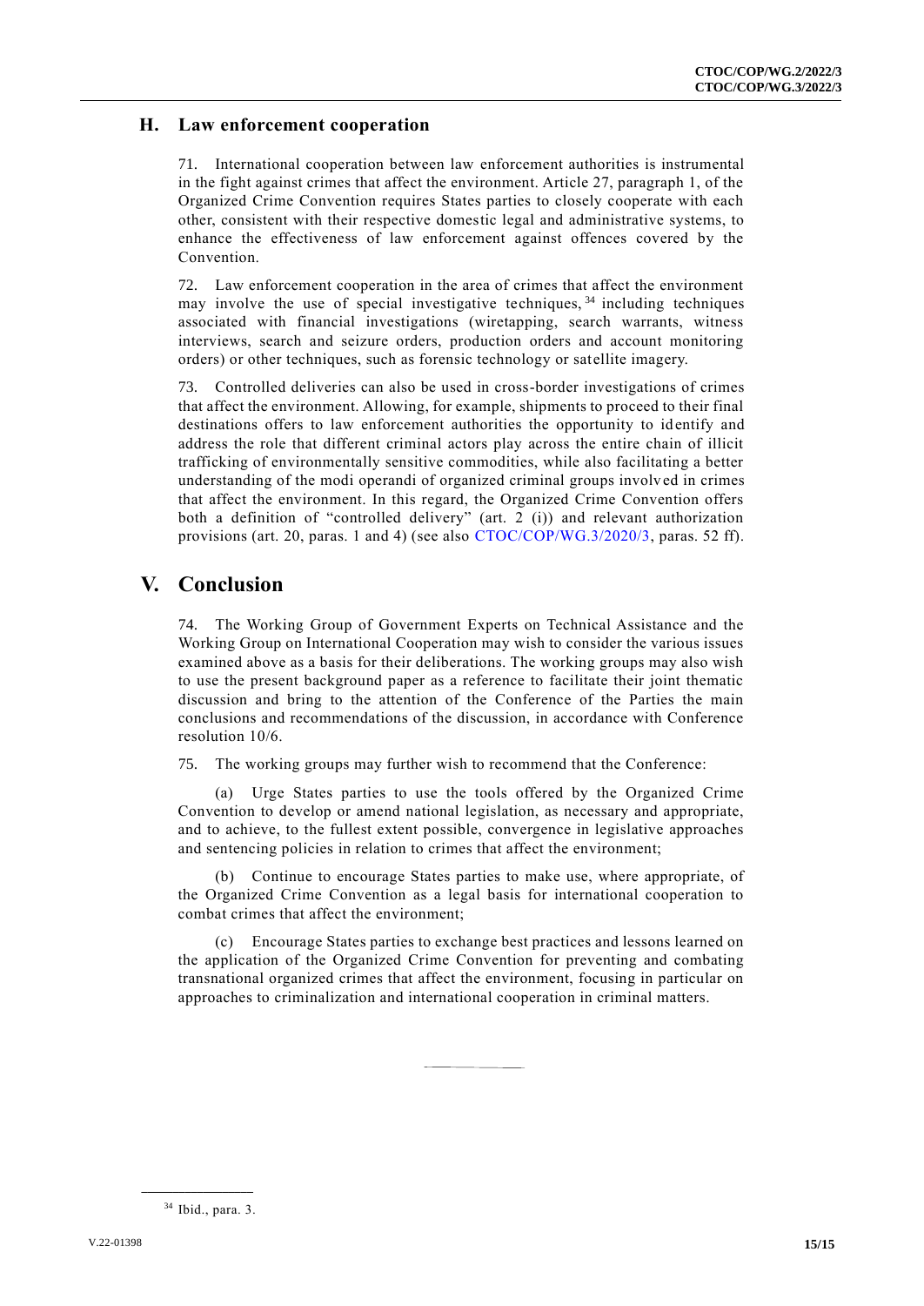### H. Law enforcement cooperation

71. International cooperation between law enforcement authorities is instrumental in the fight against crimes that affect the environment. Article 27, paragraph 1, of the Organized Crime Convention requires States parties to closely cooperate with each other, consistent with their respective domestic legal and administrative systems, to enhance the effectiveness of law enforcement against offences covered by the Convention.

72. Law enforcement cooperation in the area of crimes that affect the environment may involve the use of special investigative techniques,[34] including techniques associated with financial investigations (wiretapping, search warrants, witness interviews, search and seizure orders, production orders and account monitoring orders) or other techniques, such as forensic technology or satellite imagery.

73. Controlled deliveries can also be used in cross-border investigations of crimes that affect the environment. Allowing, for example, shipments to proceed to their final destinations offers to law enforcement authorities the opportunity to identify and address the role that different criminal actors play across the entire chain of illicit trafficking of environmentally sensitive commodities, while also facilitating a better understanding of the modi operandi of organized criminal groups involved in crimes that affect the environment. In this regard, the Organized Crime Convention offers both a definition of "controlled delivery" (art. 2 (i)) and relevant authorization provisions (art. 20, paras. 1 and 4) (see also CTOC/COP/WG.3/2020/3, paras. 52 ff).

## V. Conclusion

74. The Working Group of Government Experts on Technical Assistance and the Working Group on International Cooperation may wish to consider the various issues examined above as a basis for their deliberations. The working groups may also wish to use the present background paper as a reference to facilitate their joint thematic discussion and bring to the attention of the Conference of the Parties the main conclusions and recommendations of the discussion, in accordance with Conference resolution 10/6.

75. The working groups may further wish to recommend that the Conference:

(a) Urge States parties to use the tools offered by the Organized Crime Convention to develop or amend national legislation, as necessary and appropriate, and to achieve, to the fullest extent possible, convergence in legislative approaches and sentencing policies in relation to crimes that affect the environment;

(b) Continue to encourage States parties to make use, where appropriate, of the Organized Crime Convention as a legal basis for international cooperation to combat crimes that affect the environment;

(c) Encourage States parties to exchange best practices and lessons learned on the application of the Organized Crime Convention for preventing and combating transnational organized crimes that affect the environment, focusing in particular on approaches to criminalization and international cooperation in criminal matters.

---

[34] Ibid., para. 3.